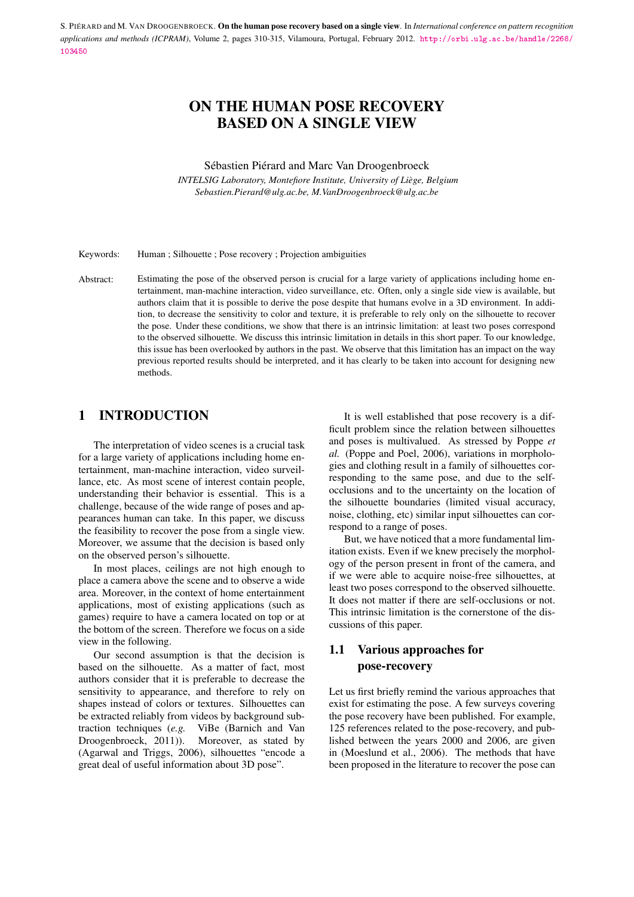S. PIÉRARD and M. VAN DROOGENBROECK. **On the human pose recovery based on a single view**. In *International conference on pattern recognition applications and methods (ICPRAM)*, Volume 2, pages 310-315, Vilamoura, Portugal, February 2012. http://orbi.ulg.ac.be/handle/2268/103450

# ON THE HUMAN POSE RECOVERY BASED ON A SINGLE VIEW

Sébastien Piérard and Marc Van Droogenbroeck

*INTELSIG Laboratory, Montefiore Institute, University of Liège, Belgium*
*Sebastien.Pierard@ulg.ac.be, M.VanDroogenbroeck@ulg.ac.be*

Keywords: Human ; Silhouette ; Pose recovery ; Projection ambiguities

Abstract: Estimating the pose of the observed person is crucial for a large variety of applications including home entertainment, man-machine interaction, video surveillance, etc. Often, only a single side view is available, but authors claim that it is possible to derive the pose despite that humans evolve in a 3D environment. In addition, to decrease the sensitivity to color and texture, it is preferable to rely only on the silhouette to recover the pose. Under these conditions, we show that there is an intrinsic limitation: at least two poses correspond to the observed silhouette. We discuss this intrinsic limitation in details in this short paper. To our knowledge, this issue has been overlooked by authors in the past. We observe that this limitation has an impact on the way previous reported results should be interpreted, and it has clearly to be taken into account for designing new methods.

## 1 INTRODUCTION

The interpretation of video scenes is a crucial task for a large variety of applications including home entertainment, man-machine interaction, video surveillance, etc. As most scene of interest contain people, understanding their behavior is essential. This is a challenge, because of the wide range of poses and appearances human can take. In this paper, we discuss the feasibility to recover the pose from a single view. Moreover, we assume that the decision is based only on the observed person's silhouette.

In most places, ceilings are not high enough to place a camera above the scene and to observe a wide area. Moreover, in the context of home entertainment applications, most of existing applications (such as games) require to have a camera located on top or at the bottom of the screen. Therefore we focus on a side view in the following.

Our second assumption is that the decision is based on the silhouette. As a matter of fact, most authors consider that it is preferable to decrease the sensitivity to appearance, and therefore to rely on shapes instead of colors or textures. Silhouettes can be extracted reliably from videos by background subtraction techniques (*e.g.* ViBe (Barnich and Van Droogenbroeck, 2011)). Moreover, as stated by (Agarwal and Triggs, 2006), silhouettes "encode a great deal of useful information about 3D pose".

It is well established that pose recovery is a difficult problem since the relation between silhouettes and poses is multivalued. As stressed by Poppe *et al.* (Poppe and Poel, 2006), variations in morphologies and clothing result in a family of silhouettes corresponding to the same pose, and due to the self-occlusions and to the uncertainty on the location of the silhouette boundaries (limited visual accuracy, noise, clothing, etc) similar input silhouettes can correspond to a range of poses.

But, we have noticed that a more fundamental limitation exists. Even if we knew precisely the morphology of the person present in front of the camera, and if we were able to acquire noise-free silhouettes, at least two poses correspond to the observed silhouette. It does not matter if there are self-occlusions or not. This intrinsic limitation is the cornerstone of the discussions of this paper.

### 1.1 Various approaches for pose-recovery

Let us first briefly remind the various approaches that exist for estimating the pose. A few surveys covering the pose recovery have been published. For example, 125 references related to the pose-recovery, and published between the years 2000 and 2006, are given in (Moeslund et al., 2006). The methods that have been proposed in the literature to recover the pose can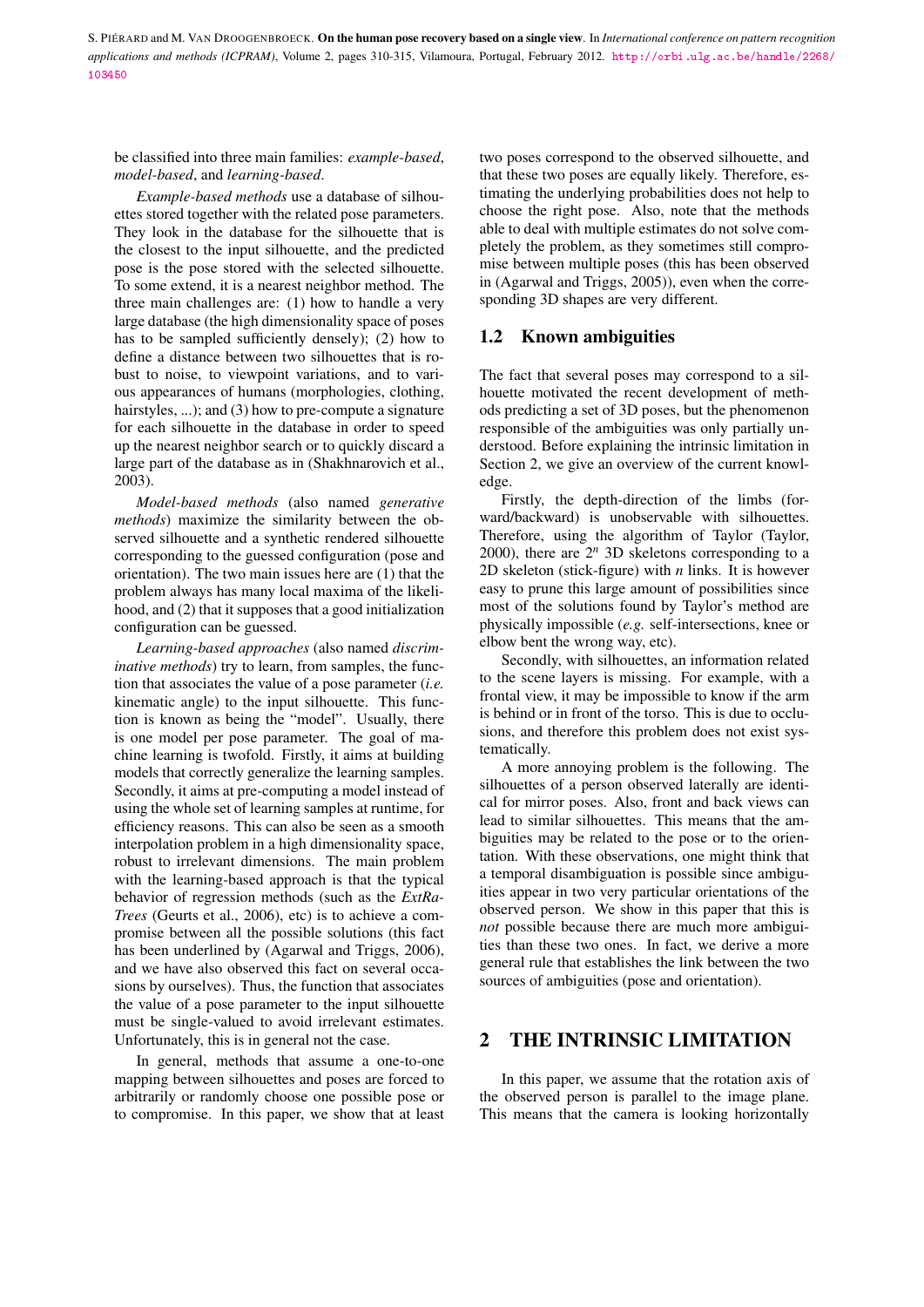be classified into three main families: *example-based*, *model-based*, and *learning-based*.

*Example-based methods* use a database of silhouettes stored together with the related pose parameters. They look in the database for the silhouette that is the closest to the input silhouette, and the predicted pose is the pose stored with the selected silhouette. To some extend, it is a nearest neighbor method. The three main challenges are: (1) how to handle a very large database (the high dimensionality space of poses has to be sampled sufficiently densely); (2) how to define a distance between two silhouettes that is robust to noise, to viewpoint variations, and to various appearances of humans (morphologies, clothing, hairstyles, ...); and (3) how to pre-compute a signature for each silhouette in the database in order to speed up the nearest neighbor search or to quickly discard a large part of the database as in (Shakhnarovich et al., 2003).

*Model-based methods* (also named *generative methods*) maximize the similarity between the observed silhouette and a synthetic rendered silhouette corresponding to the guessed configuration (pose and orientation). The two main issues here are (1) that the problem always has many local maxima of the likelihood, and (2) that it supposes that a good initialization configuration can be guessed.

*Learning-based approaches* (also named *discriminative methods*) try to learn, from samples, the function that associates the value of a pose parameter (*i.e.* kinematic angle) to the input silhouette. This function is known as being the "model". Usually, there is one model per pose parameter. The goal of machine learning is twofold. Firstly, it aims at building models that correctly generalize the learning samples. Secondly, it aims at pre-computing a model instead of using the whole set of learning samples at runtime, for efficiency reasons. This can also be seen as a smooth interpolation problem in a high dimensionality space, robust to irrelevant dimensions. The main problem with the learning-based approach is that the typical behavior of regression methods (such as the *ExtRa-Trees* (Geurts et al., 2006), etc) is to achieve a compromise between all the possible solutions (this fact has been underlined by (Agarwal and Triggs, 2006), and we have also observed this fact on several occasions by ourselves). Thus, the function that associates the value of a pose parameter to the input silhouette must be single-valued to avoid irrelevant estimates. Unfortunately, this is in general not the case.

In general, methods that assume a one-to-one mapping between silhouettes and poses are forced to arbitrarily or randomly choose one possible pose or to compromise. In this paper, we show that at least two poses correspond to the observed silhouette, and that these two poses are equally likely. Therefore, estimating the underlying probabilities does not help to choose the right pose. Also, note that the methods able to deal with multiple estimates do not solve completely the problem, as they sometimes still compromise between multiple poses (this has been observed in (Agarwal and Triggs, 2005)), even when the corresponding 3D shapes are very different.

## 1.2 Known ambiguities

The fact that several poses may correspond to a silhouette motivated the recent development of methods predicting a set of 3D poses, but the phenomenon responsible of the ambiguities was only partially understood. Before explaining the intrinsic limitation in Section 2, we give an overview of the current knowledge.

Firstly, the depth-direction of the limbs (forward/backward) is unobservable with silhouettes. Therefore, using the algorithm of Taylor (Taylor, 2000), there are $2^n$ 3D skeletons corresponding to a 2D skeleton (stick-figure) with $n$ links. It is however easy to prune this large amount of possibilities since most of the solutions found by Taylor's method are physically impossible (*e.g.* self-intersections, knee or elbow bent the wrong way, etc).

Secondly, with silhouettes, an information related to the scene layers is missing. For example, with a frontal view, it may be impossible to know if the arm is behind or in front of the torso. This is due to occlusions, and therefore this problem does not exist systematically.

A more annoying problem is the following. The silhouettes of a person observed laterally are identical for mirror poses. Also, front and back views can lead to similar silhouettes. This means that the ambiguities may be related to the pose or to the orientation. With these observations, one might think that a temporal disambiguation is possible since ambiguities appear in two very particular orientations of the observed person. We show in this paper that this is *not* possible because there are much more ambiguities than these two ones. In fact, we derive a more general rule that establishes the link between the two sources of ambiguities (pose and orientation).

# 2 THE INTRINSIC LIMITATION

In this paper, we assume that the rotation axis of the observed person is parallel to the image plane. This means that the camera is looking horizontally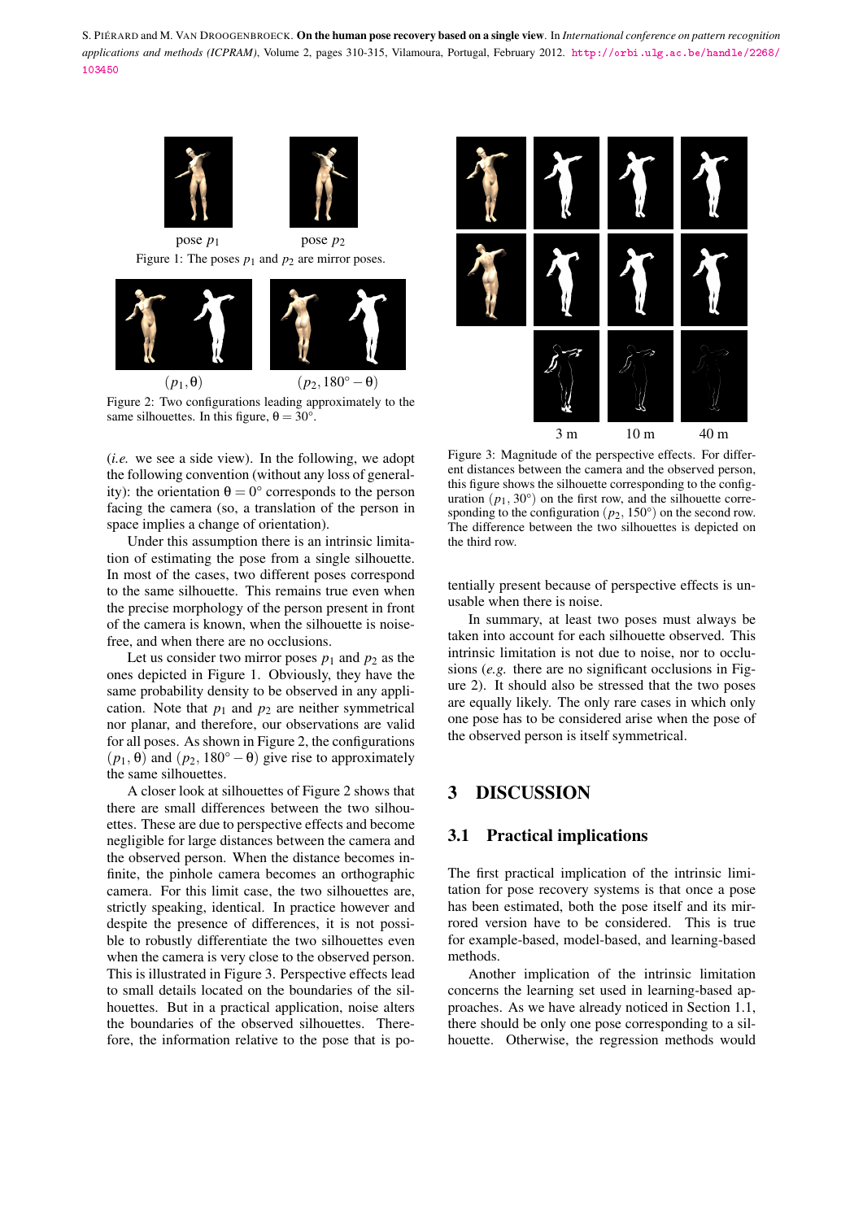pose $p_1$ pose $p_2$

Figure 1: The poses $p_1$ and $p_2$ are mirror poses.

$(p_1, \theta)$ $(p_2, 180° - \theta)$

Figure 2: Two configurations leading approximately to the same silhouettes. In this figure, $\theta = 30°$.

(*i.e.* we see a side view). In the following, we adopt the following convention (without any loss of generality): the orientation $\theta = 0°$ corresponds to the person facing the camera (so, a translation of the person in space implies a change of orientation).

Under this assumption there is an intrinsic limitation of estimating the pose from a single silhouette. In most of the cases, two different poses correspond to the same silhouette. This remains true even when the precise morphology of the person present in front of the camera is known, when the silhouette is noise-free, and when there are no occlusions.

Let us consider two mirror poses $p_1$ and $p_2$ as the ones depicted in Figure 1. Obviously, they have the same probability density to be observed in any application. Note that $p_1$ and $p_2$ are neither symmetrical nor planar, and therefore, our observations are valid for all poses. As shown in Figure 2, the configurations $(p_1, \theta)$ and $(p_2, 180° - \theta)$ give rise to approximately the same silhouettes.

A closer look at silhouettes of Figure 2 shows that there are small differences between the two silhouettes. These are due to perspective effects and become negligible for large distances between the camera and the observed person. When the distance becomes infinite, the pinhole camera becomes an orthographic camera. For this limit case, the two silhouettes are, strictly speaking, identical. In practice however and despite the presence of differences, it is not possible to robustly differentiate the two silhouettes even when the camera is very close to the observed person. This is illustrated in Figure 3. Perspective effects lead to small details located on the boundaries of the silhouettes. But in a practical application, noise alters the boundaries of the observed silhouettes. Therefore, the information relative to the pose that is potentially present because of perspective effects is unusable when there is noise.

3 m 10 m 40 m

Figure 3: Magnitude of the perspective effects. For different distances between the camera and the observed person, this figure shows the silhouette corresponding to the configuration $(p_1, 30°)$ on the first row, and the silhouette corresponding to the configuration $(p_2, 150°)$ on the second row. The difference between the two silhouettes is depicted on the third row.

In summary, at least two poses must always be taken into account for each silhouette observed. This intrinsic limitation is not due to noise, nor to occlusions (*e.g.* there are no significant occlusions in Figure 2). It should also be stressed that the two poses are equally likely. The only rare cases in which only one pose has to be considered arise when the pose of the observed person is itself symmetrical.

# 3 DISCUSSION

## 3.1 Practical implications

The first practical implication of the intrinsic limitation for pose recovery systems is that once a pose has been estimated, both the pose itself and its mirrored version have to be considered. This is true for example-based, model-based, and learning-based methods.

Another implication of the intrinsic limitation concerns the learning set used in learning-based approaches. As we have already noticed in Section 1.1, there should be only one pose corresponding to a silhouette. Otherwise, the regression methods would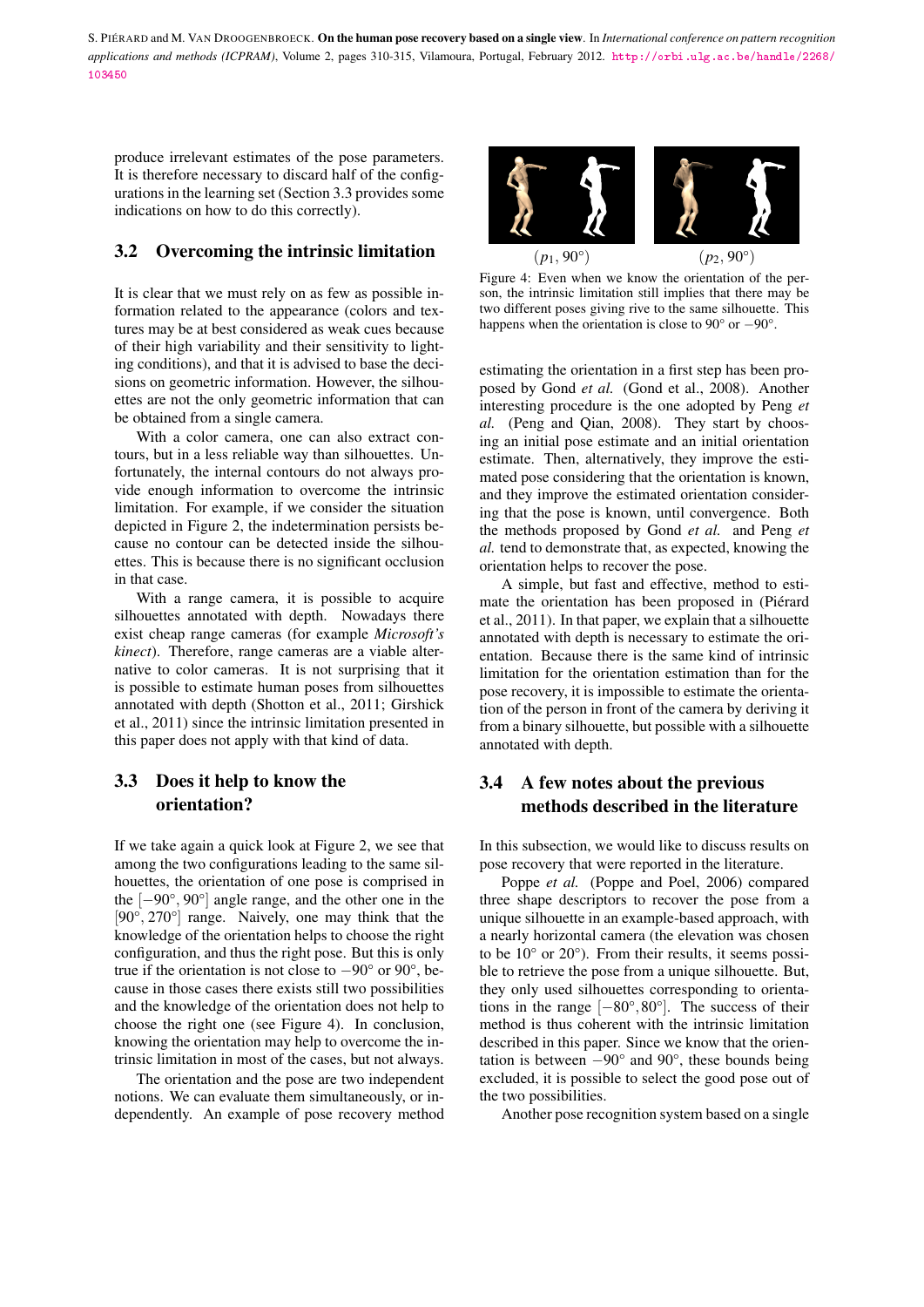produce irrelevant estimates of the pose parameters. It is therefore necessary to discard half of the configurations in the learning set (Section 3.3 provides some indications on how to do this correctly).

## 3.2 Overcoming the intrinsic limitation

It is clear that we must rely on as few as possible information related to the appearance (colors and textures may be at best considered as weak cues because of their high variability and their sensitivity to lighting conditions), and that it is advised to base the decisions on geometric information. However, the silhouettes are not the only geometric information that can be obtained from a single camera.

With a color camera, one can also extract contours, but in a less reliable way than silhouettes. Unfortunately, the internal contours do not always provide enough information to overcome the intrinsic limitation. For example, if we consider the situation depicted in Figure 2, the indetermination persists because no contour can be detected inside the silhouettes. This is because there is no significant occlusion in that case.

With a range camera, it is possible to acquire silhouettes annotated with depth. Nowadays there exist cheap range cameras (for example *Microsoft's kinect*). Therefore, range cameras are a viable alternative to color cameras. It is not surprising that it is possible to estimate human poses from silhouettes annotated with depth (Shotton et al., 2011; Girshick et al., 2011) since the intrinsic limitation presented in this paper does not apply with that kind of data.

## 3.3 Does it help to know the orientation?

If we take again a quick look at Figure 2, we see that among the two configurations leading to the same silhouettes, the orientation of one pose is comprised in the $[-90°, 90°]$ angle range, and the other one in the $[90°, 270°]$ range. Naively, one may think that the knowledge of the orientation helps to choose the right configuration, and thus the right pose. But this is only true if the orientation is not close to $-90°$ or $90°$, because in those cases there exists still two possibilities and the knowledge of the orientation does not help to choose the right one (see Figure 4). In conclusion, knowing the orientation may help to overcome the intrinsic limitation in most of the cases, but not always.

The orientation and the pose are two independent notions. We can evaluate them simultaneously, or independently. An example of pose recovery method

$(p_1, 90°)$ $(p_2, 90°)$

Figure 4: Even when we know the orientation of the person, the intrinsic limitation still implies that there may be two different poses giving rive to the same silhouette. This happens when the orientation is close to $90°$ or $-90°$.

estimating the orientation in a first step has been proposed by Gond *et al.* (Gond et al., 2008). Another interesting procedure is the one adopted by Peng *et al.* (Peng and Qian, 2008). They start by choosing an initial pose estimate and an initial orientation estimate. Then, alternatively, they improve the estimated pose considering that the orientation is known, and they improve the estimated orientation considering that the pose is known, until convergence. Both the methods proposed by Gond *et al.* and Peng *et al.* tend to demonstrate that, as expected, knowing the orientation helps to recover the pose.

A simple, but fast and effective, method to estimate the orientation has been proposed in (Piérard et al., 2011). In that paper, we explain that a silhouette annotated with depth is necessary to estimate the orientation. Because there is the same kind of intrinsic limitation for the orientation estimation than for the pose recovery, it is impossible to estimate the orientation of the person in front of the camera by deriving it from a binary silhouette, but possible with a silhouette annotated with depth.

## 3.4 A few notes about the previous methods described in the literature

In this subsection, we would like to discuss results on pose recovery that were reported in the literature.

Poppe *et al.* (Poppe and Poel, 2006) compared three shape descriptors to recover the pose from a unique silhouette in an example-based approach, with a nearly horizontal camera (the elevation was chosen to be $10°$ or $20°$). From their results, it seems possible to retrieve the pose from a unique silhouette. But, they only used silhouettes corresponding to orientations in the range $[-80°, 80°]$. The success of their method is thus coherent with the intrinsic limitation described in this paper. Since we know that the orientation is between $-90°$ and $90°$, these bounds being excluded, it is possible to select the good pose out of the two possibilities.

Another pose recognition system based on a single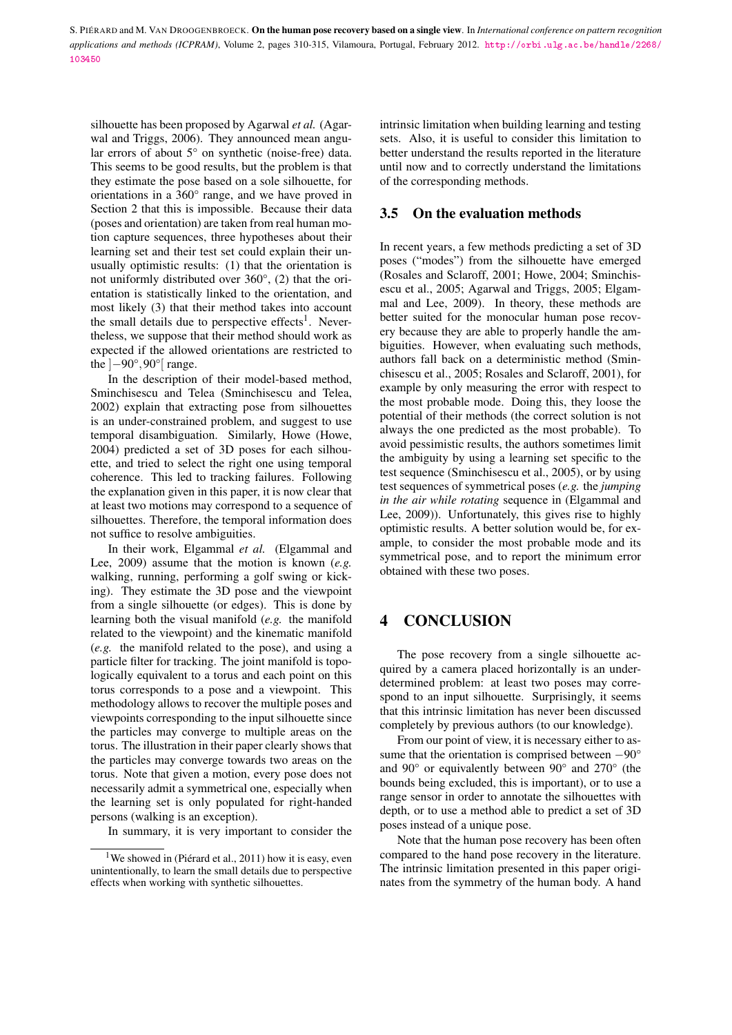silhouette has been proposed by Agarwal *et al.* (Agarwal and Triggs, 2006). They announced mean angular errors of about 5° on synthetic (noise-free) data. This seems to be good results, but the problem is that they estimate the pose based on a sole silhouette, for orientations in a 360° range, and we have proved in Section 2 that this is impossible. Because their data (poses and orientation) are taken from real human motion capture sequences, three hypotheses about their learning set and their test set could explain their unusually optimistic results: (1) that the orientation is not uniformly distributed over 360°, (2) that the orientation is statistically linked to the orientation, and most likely (3) that their method takes into account the small details due to perspective effects[1]. Nevertheless, we suppose that their method should work as expected if the allowed orientations are restricted to the $]-90°, 90°[$ range.

In the description of their model-based method, Sminchisescu and Telea (Sminchisescu and Telea, 2002) explain that extracting pose from silhouettes is an under-constrained problem, and suggest to use temporal disambiguation. Similarly, Howe (Howe, 2004) predicted a set of 3D poses for each silhouette, and tried to select the right one using temporal coherence. This led to tracking failures. Following the explanation given in this paper, it is now clear that at least two motions may correspond to a sequence of silhouettes. Therefore, the temporal information does not suffice to resolve ambiguities.

In their work, Elgammal *et al.* (Elgammal and Lee, 2009) assume that the motion is known (*e.g.* walking, running, performing a golf swing or kicking). They estimate the 3D pose and the viewpoint from a single silhouette (or edges). This is done by learning both the visual manifold (*e.g.* the manifold related to the viewpoint) and the kinematic manifold (*e.g.* the manifold related to the pose), and using a particle filter for tracking. The joint manifold is topologically equivalent to a torus and each point on this torus corresponds to a pose and a viewpoint. This methodology allows to recover the multiple poses and viewpoints corresponding to the input silhouette since the particles may converge to multiple areas on the torus. The illustration in their paper clearly shows that the particles may converge towards two areas on the torus. Note that given a motion, every pose does not necessarily admit a symmetrical one, especially when the learning set is only populated for right-handed persons (walking is an exception).

In summary, it is very important to consider the intrinsic limitation when building learning and testing sets. Also, it is useful to consider this limitation to better understand the results reported in the literature until now and to correctly understand the limitations of the corresponding methods.

[1] We showed in (Piérard et al., 2011) how it is easy, even unintentionally, to learn the small details due to perspective effects when working with synthetic silhouettes.

### 3.5 On the evaluation methods

In recent years, a few methods predicting a set of 3D poses ("modes") from the silhouette have emerged (Rosales and Sclaroff, 2001; Howe, 2004; Sminchisescu et al., 2005; Agarwal and Triggs, 2005; Elgammal and Lee, 2009). In theory, these methods are better suited for the monocular human pose recovery because they are able to properly handle the ambiguities. However, when evaluating such methods, authors fall back on a deterministic method (Sminchisescu et al., 2005; Rosales and Sclaroff, 2001), for example by only measuring the error with respect to the most probable mode. Doing this, they loose the potential of their methods (the correct solution is not always the one predicted as the most probable). To avoid pessimistic results, the authors sometimes limit the ambiguity by using a learning set specific to the test sequence (Sminchisescu et al., 2005), or by using test sequences of symmetrical poses (*e.g.* the *jumping in the air while rotating* sequence in (Elgammal and Lee, 2009)). Unfortunately, this gives rise to highly optimistic results. A better solution would be, for example, to consider the most probable mode and its symmetrical pose, and to report the minimum error obtained with these two poses.

## 4 CONCLUSION

The pose recovery from a single silhouette acquired by a camera placed horizontally is an underdetermined problem: at least two poses may correspond to an input silhouette. Surprisingly, it seems that this intrinsic limitation has never been discussed completely by previous authors (to our knowledge).

From our point of view, it is necessary either to assume that the orientation is comprised between $-90°$ and $90°$ or equivalently between $90°$ and $270°$ (the bounds being excluded, this is important), or to use a range sensor in order to annotate the silhouettes with depth, or to use a method able to predict a set of 3D poses instead of a unique pose.

Note that the human pose recovery has been often compared to the hand pose recovery in the literature. The intrinsic limitation presented in this paper originates from the symmetry of the human body. A hand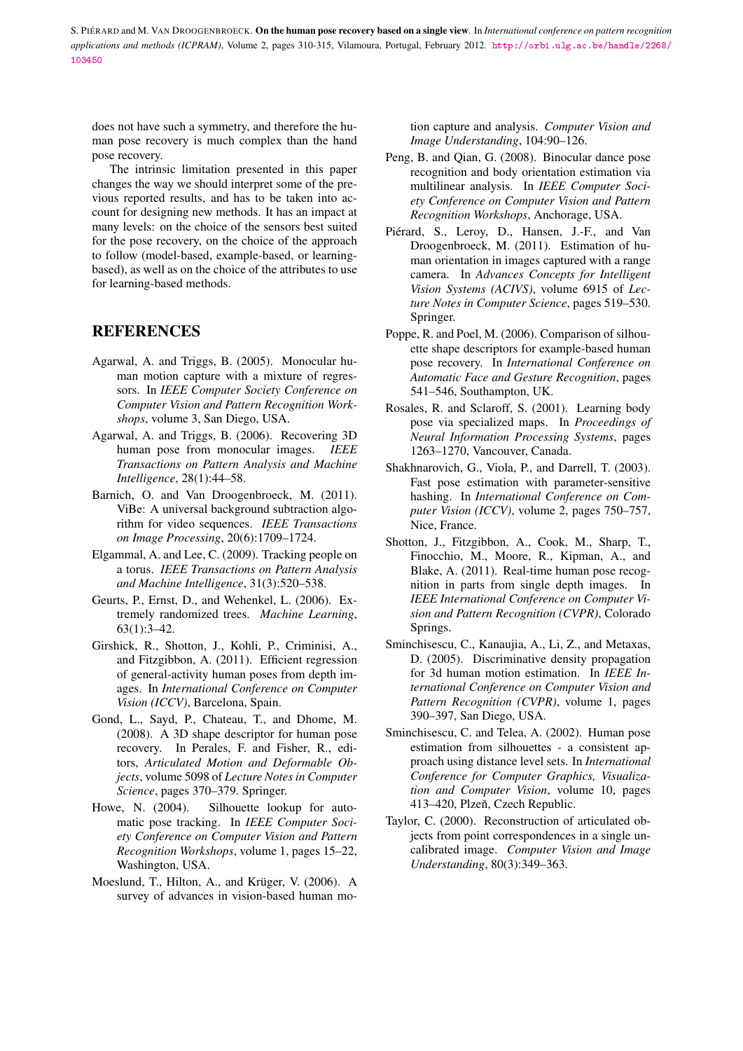does not have such a symmetry, and therefore the human pose recovery is much complex than the hand pose recovery.

The intrinsic limitation presented in this paper changes the way we should interpret some of the previous reported results, and has to be taken into account for designing new methods. It has an impact at many levels: on the choice of the sensors best suited for the pose recovery, on the choice of the approach to follow (model-based, example-based, or learning-based), as well as on the choice of the attributes to use for learning-based methods.

## REFERENCES

Agarwal, A. and Triggs, B. (2005). Monocular human motion capture with a mixture of regressors. In *IEEE Computer Society Conference on Computer Vision and Pattern Recognition Workshops*, volume 3, San Diego, USA.

Agarwal, A. and Triggs, B. (2006). Recovering 3D human pose from monocular images. *IEEE Transactions on Pattern Analysis and Machine Intelligence*, 28(1):44–58.

Barnich, O. and Van Droogenbroeck, M. (2011). ViBe: A universal background subtraction algorithm for video sequences. *IEEE Transactions on Image Processing*, 20(6):1709–1724.

Elgammal, A. and Lee, C. (2009). Tracking people on a torus. *IEEE Transactions on Pattern Analysis and Machine Intelligence*, 31(3):520–538.

Geurts, P., Ernst, D., and Wehenkel, L. (2006). Extremely randomized trees. *Machine Learning*, 63(1):3–42.

Girshick, R., Shotton, J., Kohli, P., Criminisi, A., and Fitzgibbon, A. (2011). Efficient regression of general-activity human poses from depth images. In *International Conference on Computer Vision (ICCV)*, Barcelona, Spain.

Gond, L., Sayd, P., Chateau, T., and Dhome, M. (2008). A 3D shape descriptor for human pose recovery. In Perales, F. and Fisher, R., editors, *Articulated Motion and Deformable Objects*, volume 5098 of *Lecture Notes in Computer Science*, pages 370–379. Springer.

Howe, N. (2004). Silhouette lookup for automatic pose tracking. In *IEEE Computer Society Conference on Computer Vision and Pattern Recognition Workshops*, volume 1, pages 15–22, Washington, USA.

Moeslund, T., Hilton, A., and Krüger, V. (2006). A survey of advances in vision-based human motion capture and analysis. *Computer Vision and Image Understanding*, 104:90–126.

Peng, B. and Qian, G. (2008). Binocular dance pose recognition and body orientation estimation via multilinear analysis. In *IEEE Computer Society Conference on Computer Vision and Pattern Recognition Workshops*, Anchorage, USA.

Piérard, S., Leroy, D., Hansen, J.-F., and Van Droogenbroeck, M. (2011). Estimation of human orientation in images captured with a range camera. In *Advances Concepts for Intelligent Vision Systems (ACIVS)*, volume 6915 of *Lecture Notes in Computer Science*, pages 519–530. Springer.

Poppe, R. and Poel, M. (2006). Comparison of silhouette shape descriptors for example-based human pose recovery. In *International Conference on Automatic Face and Gesture Recognition*, pages 541–546, Southampton, UK.

Rosales, R. and Sclaroff, S. (2001). Learning body pose via specialized maps. In *Proceedings of Neural Information Processing Systems*, pages 1263–1270, Vancouver, Canada.

Shakhnarovich, G., Viola, P., and Darrell, T. (2003). Fast pose estimation with parameter-sensitive hashing. In *International Conference on Computer Vision (ICCV)*, volume 2, pages 750–757, Nice, France.

Shotton, J., Fitzgibbon, A., Cook, M., Sharp, T., Finocchio, M., Moore, R., Kipman, A., and Blake, A. (2011). Real-time human pose recognition in parts from single depth images. In *IEEE International Conference on Computer Vision and Pattern Recognition (CVPR)*, Colorado Springs.

Sminchisescu, C., Kanaujia, A., Li, Z., and Metaxas, D. (2005). Discriminative density propagation for 3d human motion estimation. In *IEEE International Conference on Computer Vision and Pattern Recognition (CVPR)*, volume 1, pages 390–397, San Diego, USA.

Sminchisescu, C. and Telea, A. (2002). Human pose estimation from silhouettes - a consistent approach using distance level sets. In *International Conference for Computer Graphics, Visualization and Computer Vision*, volume 10, pages 413–420, Plzeň, Czech Republic.

Taylor, C. (2000). Reconstruction of articulated objects from point correspondences in a single uncalibrated image. *Computer Vision and Image Understanding*, 80(3):349–363.